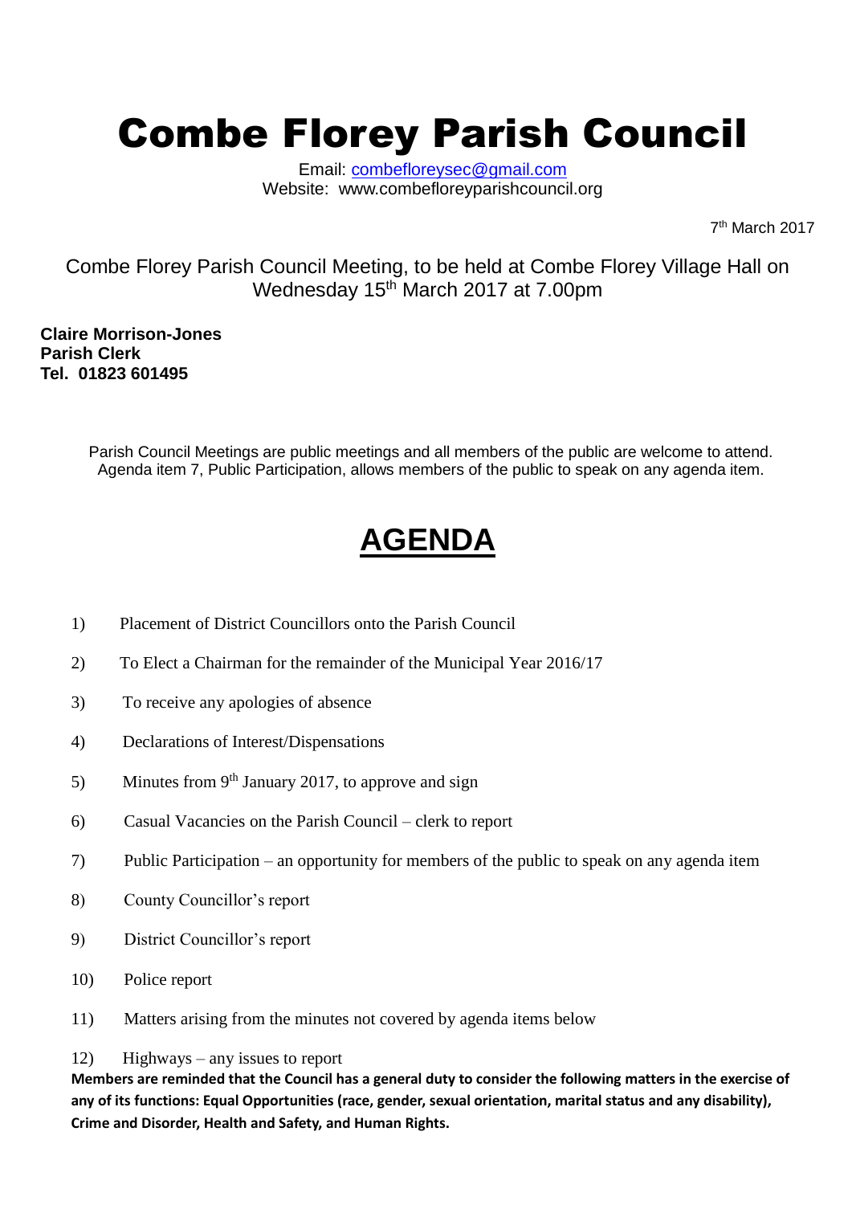# Combe Florey Parish Council

Email: combefloreysec@gmail.com
Website: www.combefloreyparishcouncil.org

7th March 2017

Combe Florey Parish Council Meeting, to be held at Combe Florey Village Hall on Wednesday 15th March 2017 at 7.00pm

**Claire Morrison-Jones**
**Parish Clerk**
**Tel. 01823 601495**

Parish Council Meetings are public meetings and all members of the public are welcome to attend. Agenda item 7, Public Participation, allows members of the public to speak on any agenda item.

## AGENDA

1) Placement of District Councillors onto the Parish Council
2) To Elect a Chairman for the remainder of the Municipal Year 2016/17
3) To receive any apologies of absence
4) Declarations of Interest/Dispensations
5) Minutes from 9th January 2017, to approve and sign
6) Casual Vacancies on the Parish Council – clerk to report
7) Public Participation – an opportunity for members of the public to speak on any agenda item
8) County Councillor's report
9) District Councillor's report
10) Police report
11) Matters arising from the minutes not covered by agenda items below
12) Highways – any issues to report

**Members are reminded that the Council has a general duty to consider the following matters in the exercise of any of its functions: Equal Opportunities (race, gender, sexual orientation, marital status and any disability), Crime and Disorder, Health and Safety, and Human Rights.**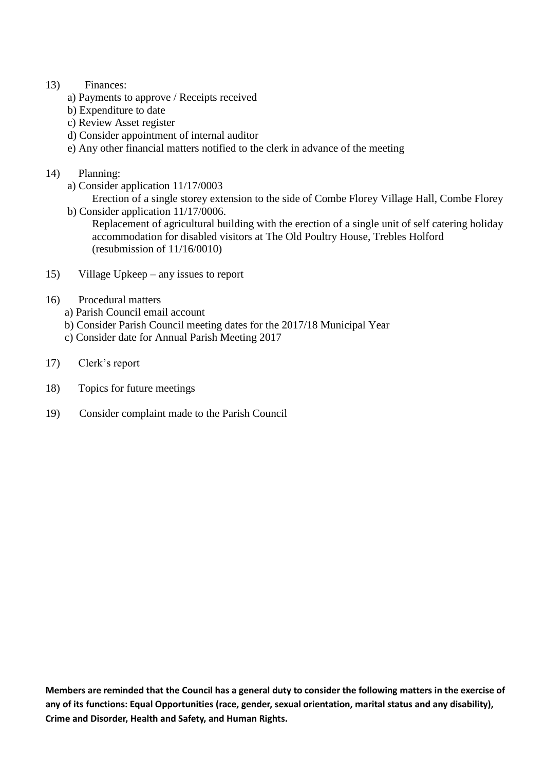13) Finances:

  a) Payments to approve / Receipts received
  b) Expenditure to date
  c) Review Asset register
  d) Consider appointment of internal auditor
  e) Any other financial matters notified to the clerk in advance of the meeting

14) Planning:

  a) Consider application 11/17/0003
    Erection of a single storey extension to the side of Combe Florey Village Hall, Combe Florey
  b) Consider application 11/17/0006.
    Replacement of agricultural building with the erection of a single unit of self catering holiday accommodation for disabled visitors at The Old Poultry House, Trebles Holford (resubmission of 11/16/0010)

15) Village Upkeep – any issues to report

16) Procedural matters

  a) Parish Council email account
  b) Consider Parish Council meeting dates for the 2017/18 Municipal Year
  c) Consider date for Annual Parish Meeting 2017

17) Clerk's report

18) Topics for future meetings

19) Consider complaint made to the Parish Council

**Members are reminded that the Council has a general duty to consider the following matters in the exercise of any of its functions: Equal Opportunities (race, gender, sexual orientation, marital status and any disability), Crime and Disorder, Health and Safety, and Human Rights.**